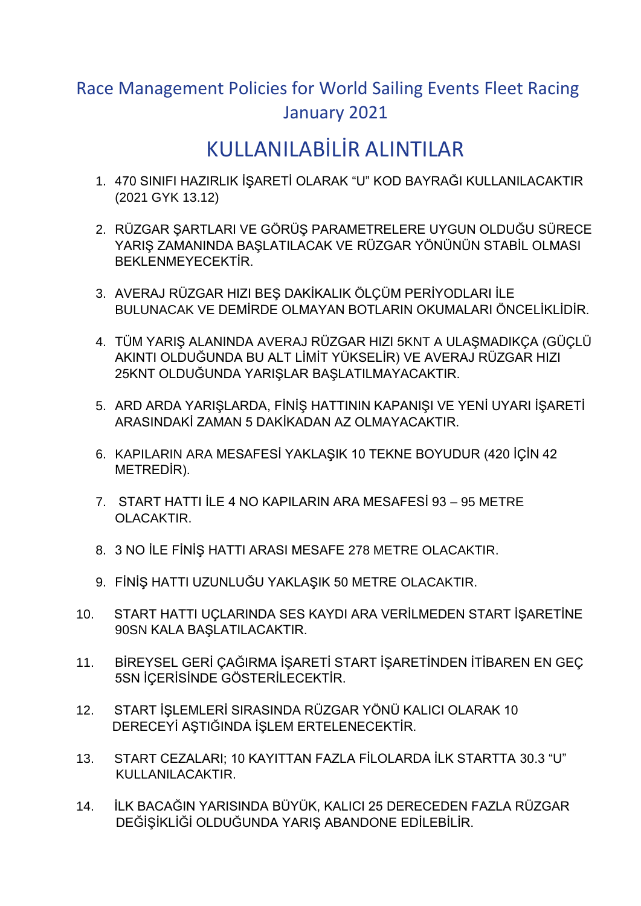Race Management Policies for World Sailing Events Fleet Racing
January 2021

# KULLANILABİLİR ALINTILAR

1. 470 SINIFI HAZIRLIK İŞARETİ OLARAK "U" KOD BAYRAĞI KULLANILACAKTIR (2021 GYK 13.12)

2. RÜZGAR ŞARTLARI VE GÖRÜŞ PARAMETRELERE UYGUN OLDUĞU SÜRECE YARIŞ ZAMANINDA BAŞLATILACAK VE RÜZGAR YÖNÜNÜN STABİL OLMASI BEKLENMEYECEKTİR.

3. AVERAJ RÜZGAR HIZI BEŞ DAKİKALIK ÖLÇÜM PERİYODLARI İLE BULUNACAK VE DEMİRDE OLMAYAN BOTLARIN OKUMALARI ÖNCELİKLİDİR.

4. TÜM YARIŞ ALANINDA AVERAJ RÜZGAR HIZI 5KNT A ULAŞMADIKÇA (GÜÇLÜ AKINTI OLDUĞUNDA BU ALT LİMİT YÜKSELİR) VE AVERAJ RÜZGAR HIZI 25KNT OLDUĞUNDA YARIŞLAR BAŞLATILMAYACAKTIR.

5. ARD ARDA YARIŞLARDA, FİNİŞ HATTININ KAPANIŞI VE YENİ UYARI İŞARETİ ARASINDAKİ ZAMAN 5 DAKİKADAN AZ OLMAYACAKTIR.

6. KAPILARIN ARA MESAFESİ YAKLAŞIK 10 TEKNE BOYUDUR (420 İÇİN 42 METREDİR).

7. START HATTI İLE 4 NO KAPILARIN ARA MESAFESİ 93 – 95 METRE OLACAKTIR.

8. 3 NO İLE FİNİŞ HATTI ARASI MESAFE 278 METRE OLACAKTIR.

9. FİNİŞ HATTI UZUNLUĞU YAKLAŞIK 50 METRE OLACAKTIR.

10. START HATTI UÇLARINDA SES KAYDI ARA VERİLMEDEN START İŞARETİNE 90SN KALA BAŞLATILACAKTIR.

11. BİREYSEL GERİ ÇAĞIRMA İŞARETİ START İŞARETİNDEN İTİBAREN EN GEÇ 5SN İÇERİSİNDE GÖSTERİLECEKTİR.

12. START İŞLEMLERİ SIRASINDA RÜZGAR YÖNÜ KALICI OLARAK 10 DERECEYİ AŞTIĞINDA İŞLEM ERTELENECEKTİR.

13. START CEZALARI; 10 KAYITTAN FAZLA FİLOLARDA İLK STARTTA 30.3 "U" KULLANILACAKTIR.

14. İLK BACAĞIN YARISINDA BÜYÜK, KALICI 25 DERECEDEN FAZLA RÜZGAR DEĞİŞİKLİĞİ OLDUĞUNDA YARIŞ ABANDONE EDİLEBİLİR.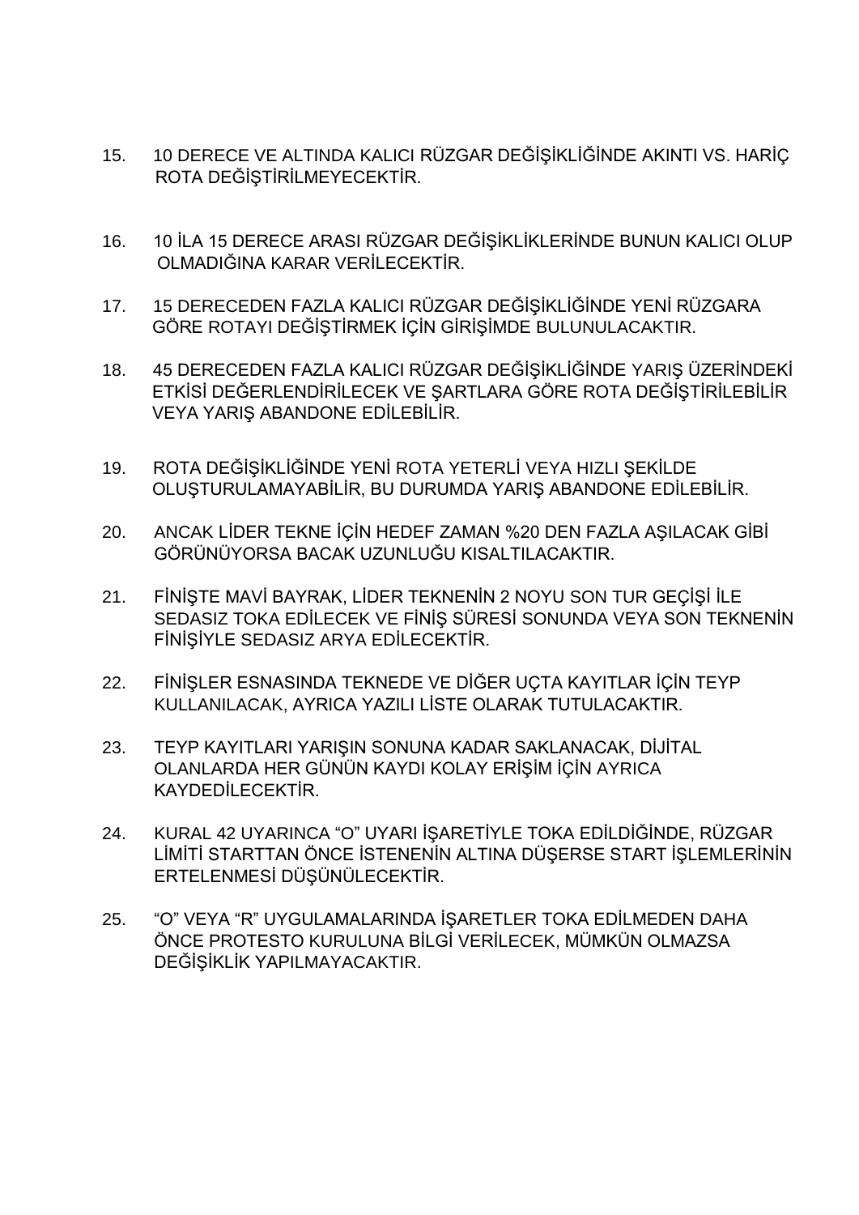15. 10 DERECE VE ALTINDA KALICI RÜZGAR DEĞİŞİKLİĞİNDE AKINTI VS. HARİÇ ROTA DEĞİŞTİRİLMEYECEKTİR.

16. 10 İLA 15 DERECE ARASI RÜZGAR DEĞİŞİKLİKLERİNDE BUNUN KALICI OLUP OLMADIĞINA KARAR VERİLECEKTİR.

17. 15 DERECEDEN FAZLA KALICI RÜZGAR DEĞİŞİKLİĞİNDE YENİ RÜZGARA GÖRE ROTAYI DEĞİŞTİRMEK İÇİN GİRİŞİMDE BULUNULACAKTIR.

18. 45 DERECEDEN FAZLA KALICI RÜZGAR DEĞİŞİKLİĞİNDE YARIŞ ÜZERİNDEKİ ETKİSİ DEĞERLENDİRİLECEK VE ŞARTLARA GÖRE ROTA DEĞİŞTİRİLEBİLİR VEYA YARIŞ ABANDONE EDİLEBİLİR.

19. ROTA DEĞİŞİKLİĞİNDE YENİ ROTA YETERLİ VEYA HIZLI ŞEKİLDE OLUŞTURULAMAYABİLİR, BU DURUMDA YARIŞ ABANDONE EDİLEBİLİR.

20. ANCAK LİDER TEKNE İÇİN HEDEF ZAMAN %20 DEN FAZLA AŞILACAK GİBİ GÖRÜNÜYORSA BACAK UZUNLUĞU KISALTILACAKTIR.

21. FİNİŞTE MAVİ BAYRAK, LİDER TEKNENİN 2 NOYU SON TUR GEÇİŞİ İLE SEDASIZ TOKA EDİLECEK VE FİNİŞ SÜRESİ SONUNDA VEYA SON TEKNENİN FİNİŞİYLE SEDASIZ ARYA EDİLECEKTİR.

22. FİNİŞLER ESNASINDA TEKNEDE VE DİĞER UÇTA KAYITLAR İÇİN TEYP KULLANILACAK, AYRICA YAZILI LİSTE OLARAK TUTULACAKTIR.

23. TEYP KAYITLARI YARIŞIN SONUNA KADAR SAKLANACAK, DİJİTAL OLANLARDA HER GÜNÜN KAYDI KOLAY ERİŞİM İÇİN AYRICA KAYDEDİLECEKTİR.

24. KURAL 42 UYARINCA “O” UYARI İŞARETİYLE TOKA EDİLDİĞİNDE, RÜZGAR LİMİTİ STARTTAN ÖNCE İSTENENİN ALTINA DÜŞERSE START İŞLEMLERİNİN ERTELENMESİ DÜŞÜNÜLECEKTİR.

25. “O” VEYA “R” UYGULAMALARINDA İŞARETLER TOKA EDİLMEDEN DAHA ÖNCE PROTESTO KURULUNA BİLGİ VERİLECEK, MÜMKÜN OLMAZSA DEĞİŞİKLİK YAPILMAYACAKTIR.